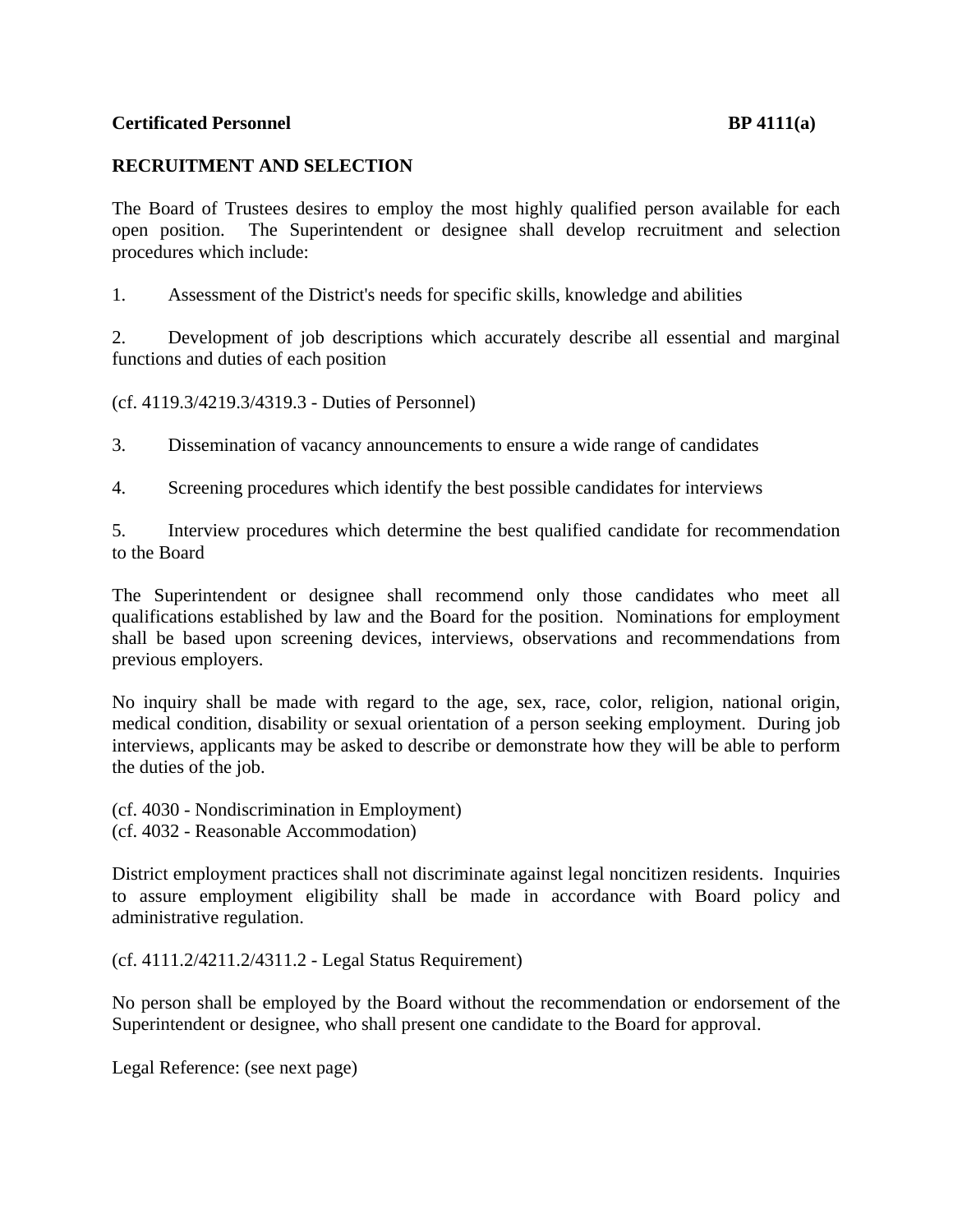**Certificated Personnel** **BP 4111(a)**

## RECRUITMENT AND SELECTION

The Board of Trustees desires to employ the most highly qualified person available for each open position. The Superintendent or designee shall develop recruitment and selection procedures which include:

1. Assessment of the District's needs for specific skills, knowledge and abilities

2. Development of job descriptions which accurately describe all essential and marginal functions and duties of each position

(cf. 4119.3/4219.3/4319.3 - Duties of Personnel)

3. Dissemination of vacancy announcements to ensure a wide range of candidates

4. Screening procedures which identify the best possible candidates for interviews

5. Interview procedures which determine the best qualified candidate for recommendation to the Board

The Superintendent or designee shall recommend only those candidates who meet all qualifications established by law and the Board for the position. Nominations for employment shall be based upon screening devices, interviews, observations and recommendations from previous employers.

No inquiry shall be made with regard to the age, sex, race, color, religion, national origin, medical condition, disability or sexual orientation of a person seeking employment. During job interviews, applicants may be asked to describe or demonstrate how they will be able to perform the duties of the job.

(cf. 4030 - Nondiscrimination in Employment)
(cf. 4032 - Reasonable Accommodation)

District employment practices shall not discriminate against legal noncitizen residents. Inquiries to assure employment eligibility shall be made in accordance with Board policy and administrative regulation.

(cf. 4111.2/4211.2/4311.2 - Legal Status Requirement)

No person shall be employed by the Board without the recommendation or endorsement of the Superintendent or designee, who shall present one candidate to the Board for approval.

Legal Reference: (see next page)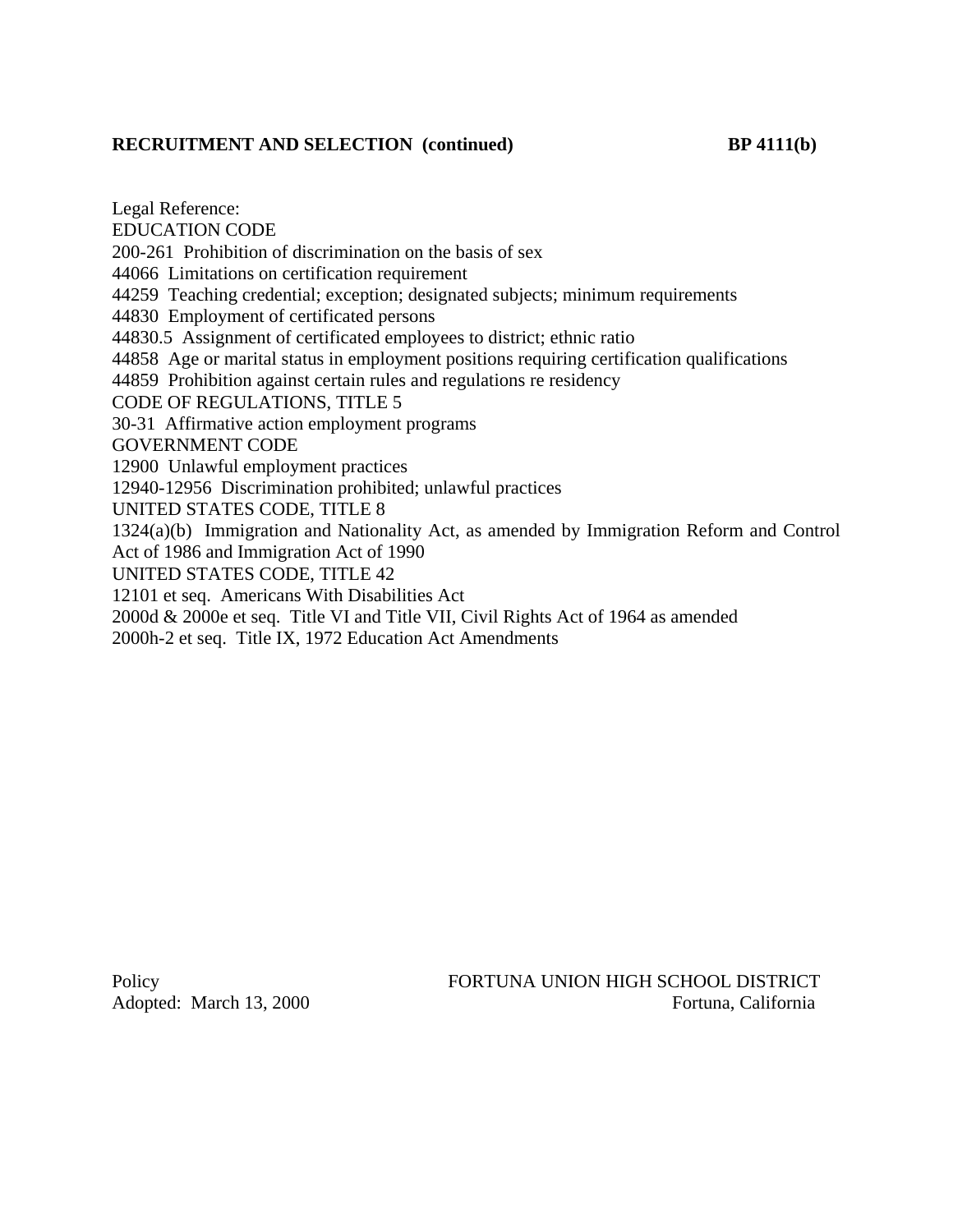**RECRUITMENT AND SELECTION (continued)** **BP 4111(b)**

Legal Reference:

EDUCATION CODE

200-261 Prohibition of discrimination on the basis of sex

44066 Limitations on certification requirement

44259 Teaching credential; exception; designated subjects; minimum requirements

44830 Employment of certificated persons

44830.5 Assignment of certificated employees to district; ethnic ratio

44858 Age or marital status in employment positions requiring certification qualifications

44859 Prohibition against certain rules and regulations re residency

CODE OF REGULATIONS, TITLE 5

30-31 Affirmative action employment programs

GOVERNMENT CODE

12900 Unlawful employment practices

12940-12956 Discrimination prohibited; unlawful practices

UNITED STATES CODE, TITLE 8

1324(a)(b) Immigration and Nationality Act, as amended by Immigration Reform and Control Act of 1986 and Immigration Act of 1990

UNITED STATES CODE, TITLE 42

12101 et seq. Americans With Disabilities Act

2000d & 2000e et seq. Title VI and Title VII, Civil Rights Act of 1964 as amended

2000h-2 et seq. Title IX, 1972 Education Act Amendments

Policy
Adopted: March 13, 2000

FORTUNA UNION HIGH SCHOOL DISTRICT
Fortuna, California